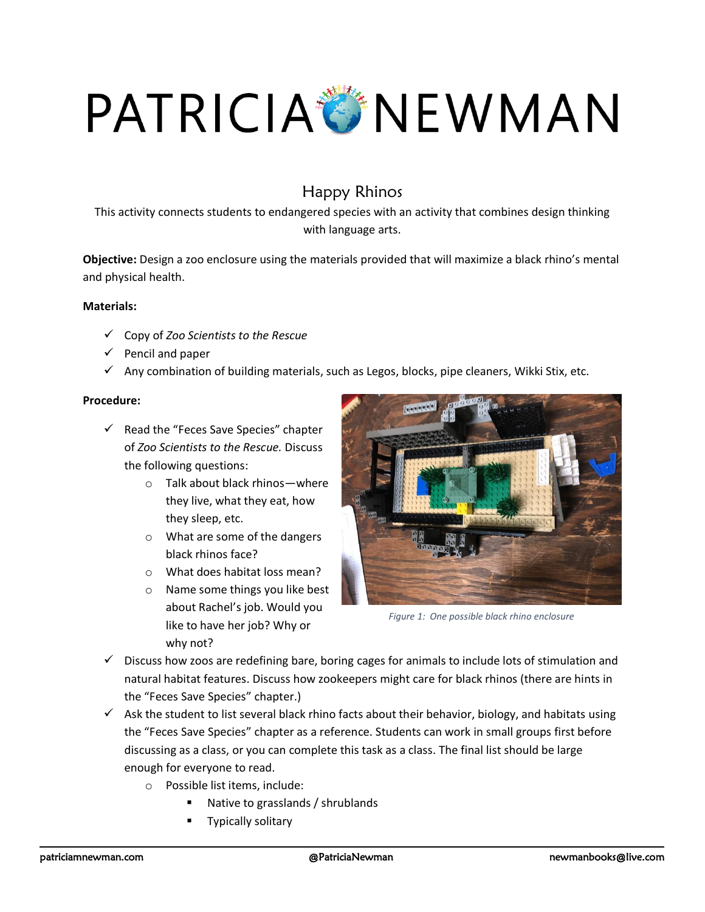# PATRICIA NEWMAN

## Happy Rhinos

This activity connects students to endangered species with an activity that combines design thinking with language arts.

**Objective:** Design a zoo enclosure using the materials provided that will maximize a black rhino's mental and physical health.

**Materials:**

- ✓ Copy of *Zoo Scientists to the Rescue*
- ✓ Pencil and paper
- ✓ Any combination of building materials, such as Legos, blocks, pipe cleaners, Wikki Stix, etc.

**Procedure:**

- ✓ Read the "Feces Save Species" chapter of *Zoo Scientists to the Rescue.* Discuss the following questions:
  - Talk about black rhinos—where they live, what they eat, how they sleep, etc.
  - What are some of the dangers black rhinos face?
  - What does habitat loss mean?
  - Name some things you like best about Rachel's job. Would you like to have her job? Why or why not?

*Figure 1: One possible black rhino enclosure*

- ✓ Discuss how zoos are redefining bare, boring cages for animals to include lots of stimulation and natural habitat features. Discuss how zookeepers might care for black rhinos (there are hints in the "Feces Save Species" chapter.)
- ✓ Ask the student to list several black rhino facts about their behavior, biology, and habitats using the "Feces Save Species" chapter as a reference. Students can work in small groups first before discussing as a class, or you can complete this task as a class. The final list should be large enough for everyone to read.
  - Possible list items, include:
    - Native to grasslands / shrublands
    - Typically solitary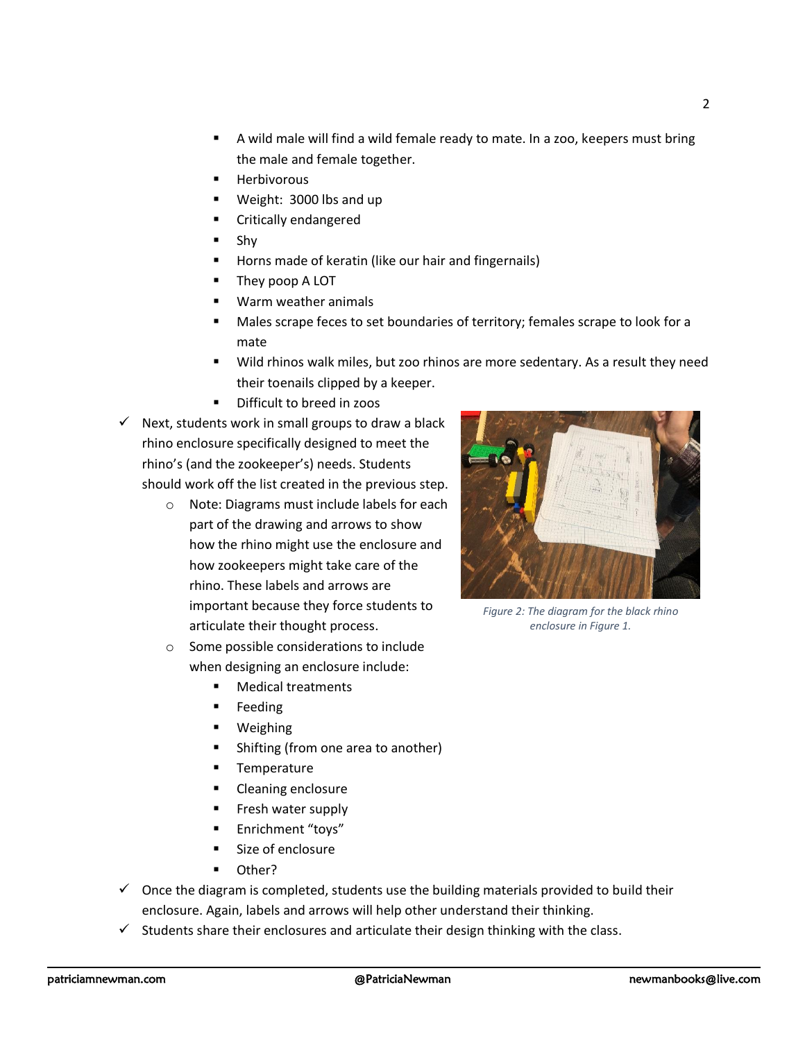- A wild male will find a wild female ready to mate. In a zoo, keepers must bring the male and female together.
        - Herbivorous
        - Weight: 3000 lbs and up
        - Critically endangered
        - Shy
        - Horns made of keratin (like our hair and fingernails)
        - They poop A LOT
        - Warm weather animals
        - Males scrape feces to set boundaries of territory; females scrape to look for a mate
        - Wild rhinos walk miles, but zoo rhinos are more sedentary. As a result they need their toenails clipped by a keeper.
        - Difficult to breed in zoos

- ✓ Next, students work in small groups to draw a black rhino enclosure specifically designed to meet the rhino's (and the zookeeper's) needs. Students should work off the list created in the previous step.
    - Note: Diagrams must include labels for each part of the drawing and arrows to show how the rhino might use the enclosure and how zookeepers might take care of the rhino. These labels and arrows are important because they force students to articulate their thought process.
    - Some possible considerations to include when designing an enclosure include:
        - Medical treatments
        - Feeding
        - Weighing
        - Shifting (from one area to another)
        - Temperature
        - Cleaning enclosure
        - Fresh water supply
        - Enrichment "toys"
        - Size of enclosure
        - Other?

*Figure 2: The diagram for the black rhino enclosure in Figure 1.*

- ✓ Once the diagram is completed, students use the building materials provided to build their enclosure. Again, labels and arrows will help other understand their thinking.
- ✓ Students share their enclosures and articulate their design thinking with the class.